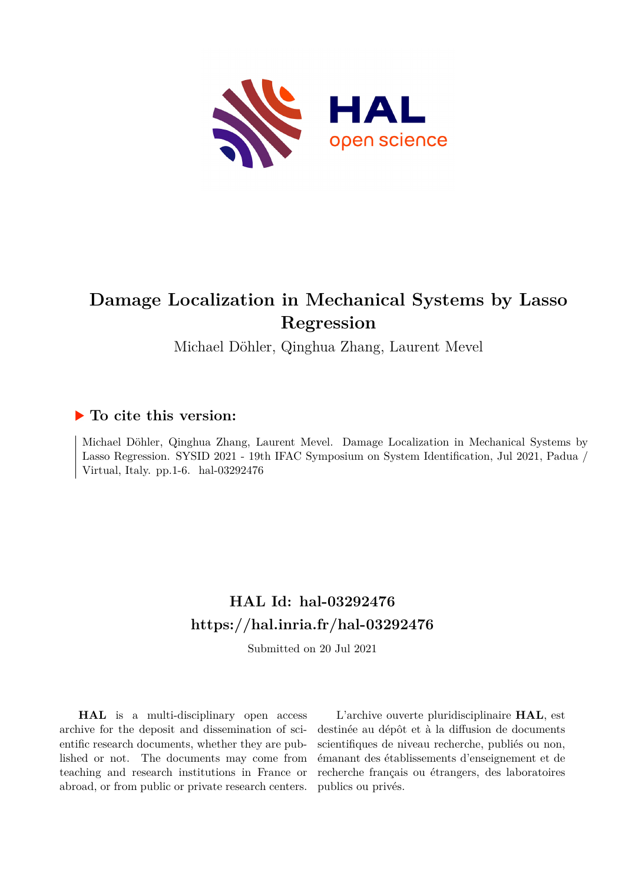# Damage Localization in Mechanical Systems by Lasso Regression

Michael Döhler, Qinghua Zhang, Laurent Mevel

## ▶ To cite this version:

Michael Döhler, Qinghua Zhang, Laurent Mevel. Damage Localization in Mechanical Systems by Lasso Regression. SYSID 2021 - 19th IFAC Symposium on System Identification, Jul 2021, Padua / Virtual, Italy. pp.1-6. hal-03292476

## HAL Id: hal-03292476
## https://hal.inria.fr/hal-03292476

Submitted on 20 Jul 2021

**HAL** is a multi-disciplinary open access archive for the deposit and dissemination of scientific research documents, whether they are published or not. The documents may come from teaching and research institutions in France or abroad, or from public or private research centers.

L'archive ouverte pluridisciplinaire **HAL**, est destinée au dépôt et à la diffusion de documents scientifiques de niveau recherche, publiés ou non, émanant des établissements d'enseignement et de recherche français ou étrangers, des laboratoires publics ou privés.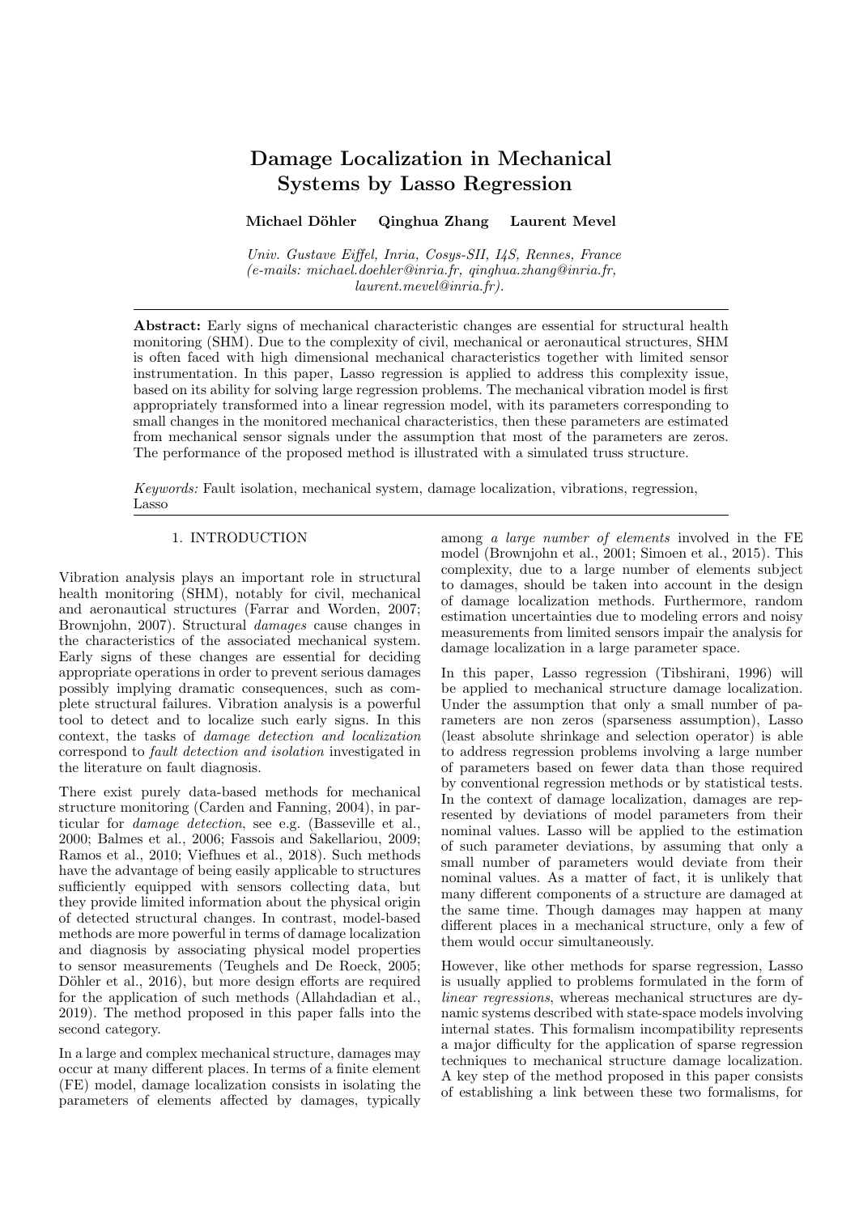# Damage Localization in Mechanical Systems by Lasso Regression

**Michael Döhler  Qinghua Zhang  Laurent Mevel**

*Univ. Gustave Eiffel, Inria, Cosys-SII, I4S, Rennes, France (e-mails: michael.doehler@inria.fr, qinghua.zhang@inria.fr, laurent.mevel@inria.fr).*

**Abstract:** Early signs of mechanical characteristic changes are essential for structural health monitoring (SHM). Due to the complexity of civil, mechanical or aeronautical structures, SHM is often faced with high dimensional mechanical characteristics together with limited sensor instrumentation. In this paper, Lasso regression is applied to address this complexity issue, based on its ability for solving large regression problems. The mechanical vibration model is first appropriately transformed into a linear regression model, with its parameters corresponding to small changes in the monitored mechanical characteristics, then these parameters are estimated from mechanical sensor signals under the assumption that most of the parameters are zeros. The performance of the proposed method is illustrated with a simulated truss structure.

*Keywords:* Fault isolation, mechanical system, damage localization, vibrations, regression, Lasso

## 1. INTRODUCTION

Vibration analysis plays an important role in structural health monitoring (SHM), notably for civil, mechanical and aeronautical structures (Farrar and Worden, 2007; Brownjohn, 2007). Structural *damages* cause changes in the characteristics of the associated mechanical system. Early signs of these changes are essential for deciding appropriate operations in order to prevent serious damages possibly implying dramatic consequences, such as complete structural failures. Vibration analysis is a powerful tool to detect and to localize such early signs. In this context, the tasks of *damage detection and localization* correspond to *fault detection and isolation* investigated in the literature on fault diagnosis.

There exist purely data-based methods for mechanical structure monitoring (Carden and Fanning, 2004), in particular for *damage detection*, see e.g. (Basseville et al., 2000; Balmes et al., 2006; Fassois and Sakellariou, 2009; Ramos et al., 2010; Viefhues et al., 2018). Such methods have the advantage of being easily applicable to structures sufficiently equipped with sensors collecting data, but they provide limited information about the physical origin of detected structural changes. In contrast, model-based methods are more powerful in terms of damage localization and diagnosis by associating physical model properties to sensor measurements (Teughels and De Roeck, 2005; Döhler et al., 2016), but more design efforts are required for the application of such methods (Allahdadian et al., 2019). The method proposed in this paper falls into the second category.

In a large and complex mechanical structure, damages may occur at many different places. In terms of a finite element (FE) model, damage localization consists in isolating the parameters of elements affected by damages, typically among *a large number of elements* involved in the FE model (Brownjohn et al., 2001; Simoen et al., 2015). This complexity, due to a large number of elements subject to damages, should be taken into account in the design of damage localization methods. Furthermore, random estimation uncertainties due to modeling errors and noisy measurements from limited sensors impair the analysis for damage localization in a large parameter space.

In this paper, Lasso regression (Tibshirani, 1996) will be applied to mechanical structure damage localization. Under the assumption that only a small number of parameters are non zeros (sparseness assumption), Lasso (least absolute shrinkage and selection operator) is able to address regression problems involving a large number of parameters based on fewer data than those required by conventional regression methods or by statistical tests. In the context of damage localization, damages are represented by deviations of model parameters from their nominal values. Lasso will be applied to the estimation of such parameter deviations, by assuming that only a small number of parameters would deviate from their nominal values. As a matter of fact, it is unlikely that many different components of a structure are damaged at the same time. Though damages may happen at many different places in a mechanical structure, only a few of them would occur simultaneously.

However, like other methods for sparse regression, Lasso is usually applied to problems formulated in the form of *linear regressions*, whereas mechanical structures are dynamic systems described with state-space models involving internal states. This formalism incompatibility represents a major difficulty for the application of sparse regression techniques to mechanical structure damage localization. A key step of the method proposed in this paper consists of establishing a link between these two formalisms, for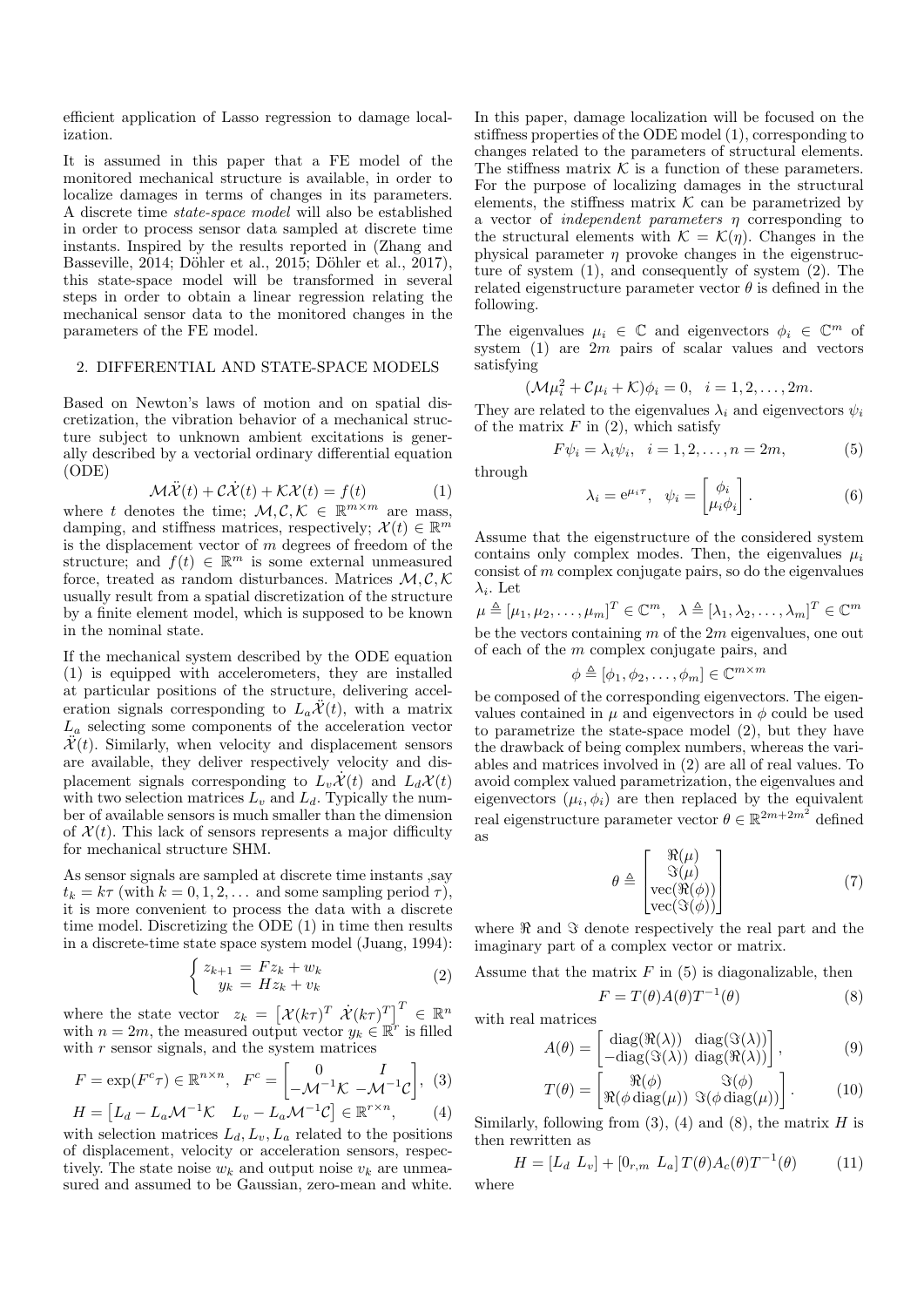efficient application of Lasso regression to damage localization.

It is assumed in this paper that a FE model of the monitored mechanical structure is available, in order to localize damages in terms of changes in its parameters. A discrete time *state-space model* will also be established in order to process sensor data sampled at discrete time instants. Inspired by the results reported in (Zhang and Basseville, 2014; Döhler et al., 2015; Döhler et al., 2017), this state-space model will be transformed in several steps in order to obtain a linear regression relating the mechanical sensor data to the monitored changes in the parameters of the FE model.

## 2. DIFFERENTIAL AND STATE-SPACE MODELS

Based on Newton's laws of motion and on spatial discretization, the vibration behavior of a mechanical structure subject to unknown ambient excitations is generally described by a vectorial ordinary differential equation (ODE)

$$\mathcal{M}\ddot{\mathcal{X}}(t) + \mathcal{C}\dot{\mathcal{X}}(t) + \mathcal{K}\mathcal{X}(t) = f(t) \tag{1}$$

where $t$ denotes the time; $\mathcal{M}, \mathcal{C}, \mathcal{K} \in \mathbb{R}^{m\times m}$ are mass, damping, and stiffness matrices, respectively; $\mathcal{X}(t) \in \mathbb{R}^m$ is the displacement vector of $m$ degrees of freedom of the structure; and $f(t) \in \mathbb{R}^m$ is some external unmeasured force, treated as random disturbances. Matrices $\mathcal{M}, \mathcal{C}, \mathcal{K}$ usually result from a spatial discretization of the structure by a finite element model, which is supposed to be known in the nominal state.

If the mechanical system described by the ODE equation (1) is equipped with accelerometers, they are installed at particular positions of the structure, delivering acceleration signals corresponding to $L_a\ddot{\mathcal{X}}(t)$, with a matrix $L_a$ selecting some components of the acceleration vector $\ddot{\mathcal{X}}(t)$. Similarly, when velocity and displacement sensors are available, they deliver respectively velocity and displacement signals corresponding to $L_v\dot{\mathcal{X}}(t)$ and $L_d\mathcal{X}(t)$ with two selection matrices $L_v$ and $L_d$. Typically the number of available sensors is much smaller than the dimension of $\mathcal{X}(t)$. This lack of sensors represents a major difficulty for mechanical structure SHM.

As sensor signals are sampled at discrete time instants ,say $t_k = k\tau$ (with $k = 0, 1, 2, \ldots$ and some sampling period $\tau$), it is more convenient to process the data with a discrete time model. Discretizing the ODE (1) in time then results in a discrete-time state space system model (Juang, 1994):

$$\begin{cases} z_{k+1} = Fz_k + w_k \\ y_k = Hz_k + v_k \end{cases} \tag{2}$$

where the state vector $z_k = \begin{bmatrix}\mathcal{X}(k\tau)^T & \dot{\mathcal{X}}(k\tau)^T\end{bmatrix}^T \in \mathbb{R}^n$ with $n = 2m$, the measured output vector $y_k \in \mathbb{R}^r$ is filled with $r$ sensor signals, and the system matrices

$$F = \exp(F^c\tau) \in \mathbb{R}^{n\times n}, \quad F^c = \begin{bmatrix} 0 & I \\ -\mathcal{M}^{-1}\mathcal{K} & -\mathcal{M}^{-1}\mathcal{C}\end{bmatrix}, \tag{3}$$

$$H = \begin{bmatrix} L_d - L_a\mathcal{M}^{-1}\mathcal{K} & L_v - L_a\mathcal{M}^{-1}\mathcal{C}\end{bmatrix} \in \mathbb{R}^{r\times n}, \tag{4}$$

with selection matrices $L_d, L_v, L_a$ related to the positions of displacement, velocity or acceleration sensors, respectively. The state noise $w_k$ and output noise $v_k$ are unmeasured and assumed to be Gaussian, zero-mean and white.

In this paper, damage localization will be focused on the stiffness properties of the ODE model (1), corresponding to changes related to the parameters of structural elements. The stiffness matrix $\mathcal{K}$ is a function of these parameters. For the purpose of localizing damages in the structural elements, the stiffness matrix $\mathcal{K}$ can be parametrized by a vector of *independent parameters* $\eta$ corresponding to the structural elements with $\mathcal{K} = \mathcal{K}(\eta)$. Changes in the physical parameter $\eta$ provoke changes in the eigenstructure of system (1), and consequently of system (2). The related eigenstructure parameter vector $\theta$ is defined in the following.

The eigenvalues $\mu_i \in \mathbb{C}$ and eigenvectors $\phi_i \in \mathbb{C}^m$ of system (1) are $2m$ pairs of scalar values and vectors satisfying

$$(\mathcal{M}\mu_i^2 + \mathcal{C}\mu_i + \mathcal{K})\phi_i = 0, \quad i = 1, 2, \ldots, 2m.$$

They are related to the eigenvalues $\lambda_i$ and eigenvectors $\psi_i$ of the matrix $F$ in (2), which satisfy

$$F\psi_i = \lambda_i\psi_i, \quad i = 1, 2, \ldots, n = 2m, \tag{5}$$

through

$$\lambda_i = e^{\mu_i\tau}, \quad \psi_i = \begin{bmatrix}\phi_i \\ \mu_i\phi_i\end{bmatrix}. \tag{6}$$

Assume that the eigenstructure of the considered system contains only complex modes. Then, the eigenvalues $\mu_i$ consist of $m$ complex conjugate pairs, so do the eigenvalues $\lambda_i$. Let

$$\mu \triangleq [\mu_1, \mu_2, \ldots, \mu_m]^T \in \mathbb{C}^m, \quad \lambda \triangleq [\lambda_1, \lambda_2, \ldots, \lambda_m]^T \in \mathbb{C}^m$$

be the vectors containing $m$ of the $2m$ eigenvalues, one out of each of the $m$ complex conjugate pairs, and

$$\phi \triangleq [\phi_1, \phi_2, \ldots, \phi_m] \in \mathbb{C}^{m\times m}$$

be composed of the corresponding eigenvectors. The eigenvalues contained in $\mu$ and eigenvectors in $\phi$ could be used to parametrize the state-space model (2), but they have the drawback of being complex numbers, whereas the variables and matrices involved in (2) are all of real values. To avoid complex valued parametrization, the eigenvalues and eigenvectors $(\mu_i, \phi_i)$ are then replaced by the equivalent real eigenstructure parameter vector $\theta \in \mathbb{R}^{2m+2m^2}$ defined as

$$\theta \triangleq \begin{bmatrix}\Re(\mu) \\ \Im(\mu) \\ \mathrm{vec}(\Re(\phi)) \\ \mathrm{vec}(\Im(\phi))\end{bmatrix} \tag{7}$$

where $\Re$ and $\Im$ denote respectively the real part and the imaginary part of a complex vector or matrix.

Assume that the matrix $F$ in (5) is diagonalizable, then

$$F = T(\theta)A(\theta)T^{-1}(\theta) \tag{8}$$

with real matrices

$$A(\theta) = \begin{bmatrix}\mathrm{diag}(\Re(\lambda)) & \mathrm{diag}(\Im(\lambda)) \\ -\mathrm{diag}(\Im(\lambda)) & \mathrm{diag}(\Re(\lambda))\end{bmatrix}, \tag{9}$$

$$T(\theta) = \begin{bmatrix}\Re(\phi) & \Im(\phi) \\ \Re(\phi\,\mathrm{diag}(\mu)) & \Im(\phi\,\mathrm{diag}(\mu))\end{bmatrix}. \tag{10}$$

Similarly, following from (3), (4) and (8), the matrix $H$ is then rewritten as

$$H = [L_d \;\; L_v] + [0_{r,m} \;\; L_a]\, T(\theta)A_c(\theta)T^{-1}(\theta) \tag{11}$$

where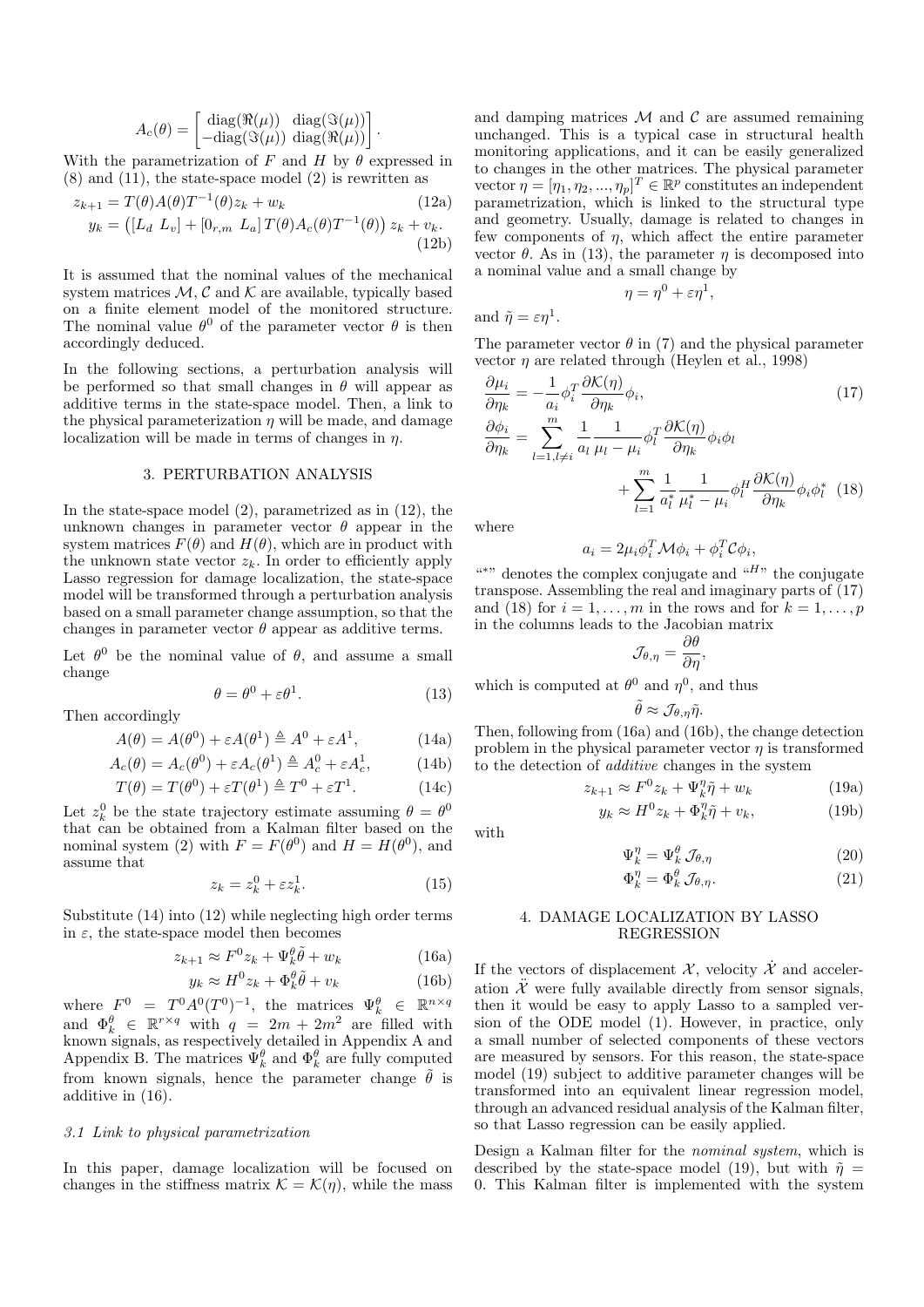$$A_c(\theta) = \begin{bmatrix} \text{diag}(\Re(\mu)) & \text{diag}(\Im(\mu)) \\ -\text{diag}(\Im(\mu)) & \text{diag}(\Re(\mu)) \end{bmatrix}.$$

With the parametrization of $F$ and $H$ by $\theta$ expressed in (8) and (11), the state-space model (2) is rewritten as

$$z_{k+1} = T(\theta)A(\theta)T^{-1}(\theta)z_k + w_k \tag{12a}$$

$$y_k = \left([L_d \;\; L_v] + [0_{r,m} \;\; L_a]\, T(\theta)A_c(\theta)T^{-1}(\theta)\right) z_k + v_k. \tag{12b}$$

It is assumed that the nominal values of the mechanical system matrices $\mathcal{M}$, $\mathcal{C}$ and $\mathcal{K}$ are available, typically based on a finite element model of the monitored structure. The nominal value $\theta^0$ of the parameter vector $\theta$ is then accordingly deduced.

In the following sections, a perturbation analysis will be performed so that small changes in $\theta$ will appear as additive terms in the state-space model. Then, a link to the physical parameterization $\eta$ will be made, and damage localization will be made in terms of changes in $\eta$.

## 3. PERTURBATION ANALYSIS

In the state-space model (2), parametrized as in (12), the unknown changes in parameter vector $\theta$ appear in the system matrices $F(\theta)$ and $H(\theta)$, which are in product with the unknown state vector $z_k$. In order to efficiently apply Lasso regression for damage localization, the state-space model will be transformed through a perturbation analysis based on a small parameter change assumption, so that the changes in parameter vector $\theta$ appear as additive terms.

Let $\theta^0$ be the nominal value of $\theta$, and assume a small change

$$\theta = \theta^0 + \varepsilon\theta^1. \tag{13}$$

Then accordingly

$$A(\theta) = A(\theta^0) + \varepsilon A(\theta^1) \triangleq A^0 + \varepsilon A^1, \tag{14a}$$

$$A_c(\theta) = A_c(\theta^0) + \varepsilon A_c(\theta^1) \triangleq A_c^0 + \varepsilon A_c^1, \tag{14b}$$

$$T(\theta) = T(\theta^0) + \varepsilon T(\theta^1) \triangleq T^0 + \varepsilon T^1. \tag{14c}$$

Let $z_k^0$ be the state trajectory estimate assuming $\theta = \theta^0$ that can be obtained from a Kalman filter based on the nominal system (2) with $F = F(\theta^0)$ and $H = H(\theta^0)$, and assume that

$$z_k = z_k^0 + \varepsilon z_k^1. \tag{15}$$

Substitute (14) into (12) while neglecting high order terms in $\varepsilon$, the state-space model then becomes

$$z_{k+1} \approx F^0 z_k + \Psi_k^\theta \tilde{\theta} + w_k \tag{16a}$$

$$y_k \approx H^0 z_k + \Phi_k^\theta \tilde{\theta} + v_k \tag{16b}$$

where $F^0 = T^0 A^0 (T^0)^{-1}$, the matrices $\Psi_k^\theta \in \mathbb{R}^{n\times q}$ and $\Phi_k^\theta \in \mathbb{R}^{r\times q}$ with $q = 2m + 2m^2$ are filled with known signals, as respectively detailed in Appendix A and Appendix B. The matrices $\Psi_k^\theta$ and $\Phi_k^\theta$ are fully computed from known signals, hence the parameter change $\tilde{\theta}$ is additive in (16).

### 3.1 Link to physical parametrization

In this paper, damage localization will be focused on changes in the stiffness matrix $\mathcal{K} = \mathcal{K}(\eta)$, while the mass and damping matrices $\mathcal{M}$ and $\mathcal{C}$ are assumed remaining unchanged. This is a typical case in structural health monitoring applications, and it can be easily generalized to changes in the other matrices. The physical parameter vector $\eta = [\eta_1, \eta_2, ..., \eta_p]^T \in \mathbb{R}^p$ constitutes an independent parametrization, which is linked to the structural type and geometry. Usually, damage is related to changes in few components of $\eta$, which affect the entire parameter vector $\theta$. As in (13), the parameter $\eta$ is decomposed into a nominal value and a small change by

$$\eta = \eta^0 + \varepsilon\eta^1,$$

and $\tilde{\eta} = \varepsilon\eta^1$.

The parameter vector $\theta$ in (7) and the physical parameter vector $\eta$ are related through (Heylen et al., 1998)

$$\frac{\partial \mu_i}{\partial \eta_k} = -\frac{1}{a_i}\phi_i^T \frac{\partial \mathcal{K}(\eta)}{\partial \eta_k}\phi_i, \tag{17}$$

$$\frac{\partial \phi_i}{\partial \eta_k} = \sum_{l=1, l\neq i}^{m} \frac{1}{a_l}\frac{1}{\mu_l - \mu_i}\phi_l^T \frac{\partial \mathcal{K}(\eta)}{\partial \eta_k}\phi_i\phi_l + \sum_{l=1}^{m} \frac{1}{a_l^*}\frac{1}{\mu_l^* - \mu_i}\phi_l^H \frac{\partial \mathcal{K}(\eta)}{\partial \eta_k}\phi_i\phi_l^* \tag{18}$$

where

$$a_i = 2\mu_i\phi_i^T\mathcal{M}\phi_i + \phi_i^T\mathcal{C}\phi_i,$$

"$*$" denotes the complex conjugate and "$^H$" the conjugate transpose. Assembling the real and imaginary parts of (17) and (18) for $i = 1, \ldots, m$ in the rows and for $k = 1, \ldots, p$ in the columns leads to the Jacobian matrix

$$\mathcal{J}_{\theta,\eta} = \frac{\partial\theta}{\partial\eta},$$

which is computed at $\theta^0$ and $\eta^0$, and thus

$$\tilde{\theta} \approx \mathcal{J}_{\theta,\eta}\tilde{\eta}.$$

Then, following from (16a) and (16b), the change detection problem in the physical parameter vector $\eta$ is transformed to the detection of *additive* changes in the system

$$z_{k+1} \approx F^0 z_k + \Psi_k^\eta \tilde{\eta} + w_k \tag{19a}$$

$$y_k \approx H^0 z_k + \Phi_k^\eta \tilde{\eta} + v_k, \tag{19b}$$

with

$$\Psi_k^\eta = \Psi_k^\theta\, \mathcal{J}_{\theta,\eta} \tag{20}$$

$$\Phi_k^\eta = \Phi_k^\theta\, \mathcal{J}_{\theta,\eta}. \tag{21}$$

## 4. DAMAGE LOCALIZATION BY LASSO REGRESSION

If the vectors of displacement $\mathcal{X}$, velocity $\dot{\mathcal{X}}$ and acceleration $\ddot{\mathcal{X}}$ were fully available directly from sensor signals, then it would be easy to apply Lasso to a sampled version of the ODE model (1). However, in practice, only a small number of selected components of these vectors are measured by sensors. For this reason, the state-space model (19) subject to additive parameter changes will be transformed into an equivalent linear regression model, through an advanced residual analysis of the Kalman filter, so that Lasso regression can be easily applied.

Design a Kalman filter for the *nominal system*, which is described by the state-space model (19), but with $\tilde{\eta} = 0$. This Kalman filter is implemented with the system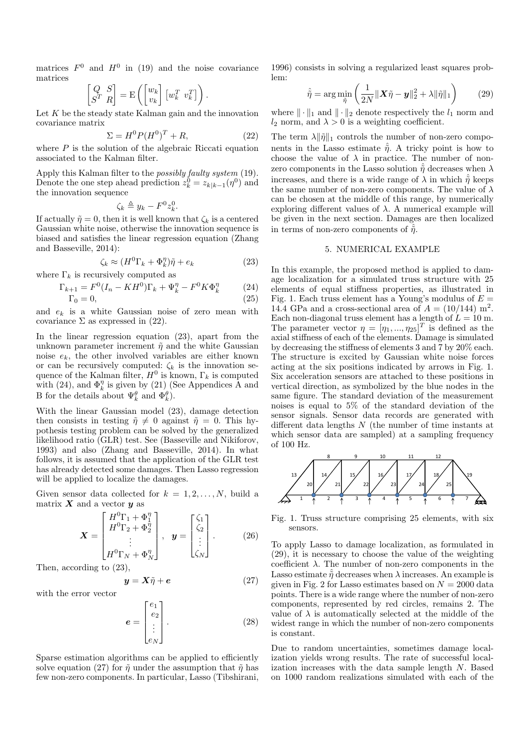matrices $F^0$ and $H^0$ in (19) and the noise covariance matrices

$$\begin{bmatrix} Q & S \\ S^T & R \end{bmatrix} = \mathrm{E}\left( \begin{bmatrix} w_k \\ v_k \end{bmatrix} \begin{bmatrix} w_k^T & v_k^T \end{bmatrix} \right).$$

Let $K$ be the steady state Kalman gain and the innovation covariance matrix

$$\Sigma = H^0 P (H^0)^T + R, \tag{22}$$

where $P$ is the solution of the algebraic Riccati equation associated to the Kalman filter.

Apply this Kalman filter to the *possibly faulty system* (19). Denote the one step ahead prediction $z_k^0 = z_{k|k-1}(\eta^0)$ and the innovation sequence

$$\zeta_k \triangleq y_k - F^0 z_k^0.$$

If actually $\tilde{\eta} = 0$, then it is well known that $\zeta_k$ is a centered Gaussian white noise, otherwise the innovation sequence is biased and satisfies the linear regression equation (Zhang and Basseville, 2014):

$$\zeta_k \approx (H^0 \Gamma_k + \Phi_k^\eta)\tilde{\eta} + e_k \tag{23}$$

where $\Gamma_k$ is recursively computed as

$$\Gamma_{k+1} = F^0(I_n - KH^0)\Gamma_k + \Psi_k^\eta - F^0 K \Phi_k^\eta \tag{24}$$

$$\Gamma_0 = 0, \tag{25}$$

and $e_k$ is a white Gaussian noise of zero mean with covariance $\Sigma$ as expressed in (22).

In the linear regression equation (23), apart from the unknown parameter increment $\tilde{\eta}$ and the white Gaussian noise $e_k$, the other involved variables are either known or can be recursively computed: $\zeta_k$ is the innovation sequence of the Kalman filter, $H^0$ is known, $\Gamma_k$ is computed with (24), and $\Phi_k^\eta$ is given by (21) (See Appendices A and B for the details about $\Psi_k^\theta$ and $\Phi_k^\theta$).

With the linear Gaussian model (23), damage detection then consists in testing $\tilde{\eta} \neq 0$ against $\tilde{\eta} = 0$. This hypothesis testing problem can be solved by the generalized likelihood ratio (GLR) test. See (Basseville and Nikiforov, 1993) and also (Zhang and Basseville, 2014). In what follows, it is assumed that the application of the GLR test has already detected some damages. Then Lasso regression will be applied to localize the damages.

Given sensor data collected for $k = 1, 2, \ldots, N$, build a matrix $\boldsymbol{X}$ and a vector $\boldsymbol{y}$ as

$$\boldsymbol{X} = \begin{bmatrix} H^0\Gamma_1 + \Phi_1^\eta \\ H^0\Gamma_2 + \Phi_2^\eta \\ \vdots \\ H^0\Gamma_N + \Phi_N^\eta \end{bmatrix}, \quad \boldsymbol{y} = \begin{bmatrix} \zeta_1 \\ \zeta_2 \\ \vdots \\ \zeta_N \end{bmatrix}. \tag{26}$$

Then, according to (23),

$$\boldsymbol{y} = \boldsymbol{X}\tilde{\eta} + \boldsymbol{e} \tag{27}$$

with the error vector

$$\boldsymbol{e} = \begin{bmatrix} e_1 \\ e_2 \\ \vdots \\ e_N \end{bmatrix}. \tag{28}$$

Sparse estimation algorithms can be applied to efficiently solve equation (27) for $\tilde{\eta}$ under the assumption that $\tilde{\eta}$ has few non-zero components. In particular, Lasso (Tibshirani, 1996) consists in solving a regularized least squares problem:

$$\hat{\tilde{\eta}} = \arg\min_{\tilde{\eta}} \left( \frac{1}{2N} \|\boldsymbol{X}\tilde{\eta} - \boldsymbol{y}\|_2^2 + \lambda \|\tilde{\eta}\|_1 \right) \tag{29}$$

where $\|\cdot\|_1$ and $\|\cdot\|_2$ denote respectively the $l_1$ norm and $l_2$ norm, and $\lambda > 0$ is a weighting coefficient.

The term $\lambda\|\tilde{\eta}\|_1$ controls the number of non-zero components in the Lasso estimate $\hat{\tilde{\eta}}$. A tricky point is how to choose the value of $\lambda$ in practice. The number of non-zero components in the Lasso solution $\hat{\tilde{\eta}}$ decreases when $\lambda$ increases, and there is a wide range of $\lambda$ in which $\hat{\tilde{\eta}}$ keeps the same number of non-zero components. The value of $\lambda$ can be chosen at the middle of this range, by numerically exploring different values of $\lambda$. A numerical example will be given in the next section. Damages are then localized in terms of non-zero components of $\hat{\tilde{\eta}}$.

## 5. NUMERICAL EXAMPLE

In this example, the proposed method is applied to damage localization for a simulated truss structure with 25 elements of equal stiffness properties, as illustrated in Fig. 1. Each truss element has a Young's modulus of $E =$ 14.4 GPa and a cross-sectional area of $A = (10/144)$ m$^2$. Each non-diagonal truss element has a length of $L = 10$ m. The parameter vector $\eta = [\eta_1, ..., \eta_{25}]^T$ is defined as the axial stiffness of each of the elements. Damage is simulated by decreasing the stiffness of elements 3 and 7 by 20% each. The structure is excited by Gaussian white noise forces acting at the six positions indicated by arrows in Fig. 1. Six acceleration sensors are attached to these positions in vertical direction, as symbolized by the blue nodes in the same figure. The standard deviation of the measurement noises is equal to 5% of the standard deviation of the sensor signals. Sensor data records are generated with different data lengths $N$ (the number of time instants at which sensor data are sampled) at a sampling frequency of 100 Hz.

Fig. 1. Truss structure comprising 25 elements, with six sensors.

To apply Lasso to damage localization, as formulated in (29), it is necessary to choose the value of the weighting coefficient $\lambda$. The number of non-zero components in the Lasso estimate $\hat{\tilde{\eta}}$ decreases when $\lambda$ increases. An example is given in Fig. 2 for Lasso estimates based on $N = 2000$ data points. There is a wide range where the number of non-zero components, represented by red circles, remains 2. The value of $\lambda$ is automatically selected at the middle of the widest range in which the number of non-zero components is constant.

Due to random uncertainties, sometimes damage localization yields wrong results. The rate of successful localization increases with the data sample length $N$. Based on 1000 random realizations simulated with each of the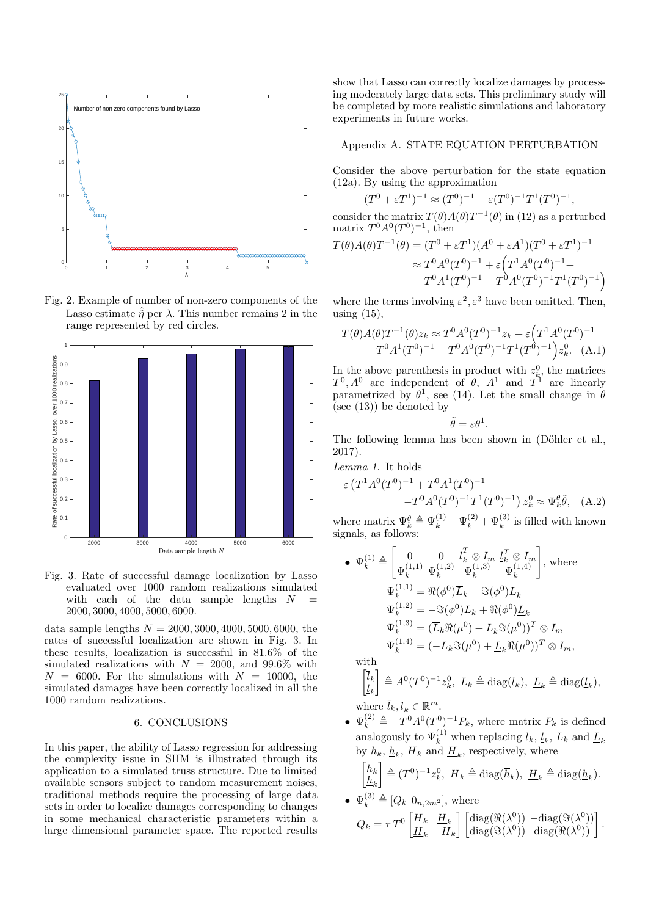Fig. 2. Example of number of non-zero components of the Lasso estimate $\hat{\tilde{\eta}}$ per $\lambda$. This number remains 2 in the range represented by red circles.

Fig. 3. Rate of successful damage localization by Lasso evaluated over 1000 random realizations simulated with each of the data sample lengths $N = 2000, 3000, 4000, 5000, 6000$.

data sample lengths $N = 2000, 3000, 4000, 5000, 6000$, the rates of successful localization are shown in Fig. 3. In these results, localization is successful in 81.6% of the simulated realizations with $N = 2000$, and 99.6% with $N = 6000$. For the simulations with $N = 10000$, the simulated damages have been correctly localized in all the 1000 random realizations.

## 6. CONCLUSIONS

In this paper, the ability of Lasso regression for addressing the complexity issue in SHM is illustrated through its application to a simulated truss structure. Due to limited available sensors subject to random measurement noises, traditional methods require the processing of large data sets in order to localize damages corresponding to changes in some mechanical characteristic parameters within a large dimensional parameter space. The reported results show that Lasso can correctly localize damages by processing moderately large data sets. This preliminary study will be completed by more realistic simulations and laboratory experiments in future works.

## Appendix A. STATE EQUATION PERTURBATION

Consider the above perturbation for the state equation (12a). By using the approximation

$$(T^0 + \varepsilon T^1)^{-1} \approx (T^0)^{-1} - \varepsilon (T^0)^{-1} T^1 (T^0)^{-1},$$

consider the matrix $T(\theta)A(\theta)T^{-1}(\theta)$ in (12) as a perturbed matrix $T^0 A^0 (T^0)^{-1}$, then

$$\begin{aligned} T(\theta)A(\theta)T^{-1}(\theta) &= (T^0 + \varepsilon T^1)(A^0 + \varepsilon A^1)(T^0 + \varepsilon T^1)^{-1} \\ &\approx T^0 A^0 (T^0)^{-1} + \varepsilon \Big( T^1 A^0 (T^0)^{-1} + \\ &\quad T^0 A^1 (T^0)^{-1} - T^0 A^0 (T^0)^{-1} T^1 (T^0)^{-1} \Big) \end{aligned}$$

where the terms involving $\varepsilon^2, \varepsilon^3$ have been omitted. Then, using (15),

$$\begin{aligned} T(\theta)A(\theta)T^{-1}(\theta) z_k &\approx T^0 A^0 (T^0)^{-1} z_k + \varepsilon \Big( T^1 A^0 (T^0)^{-1} \\ &+ T^0 A^1 (T^0)^{-1} - T^0 A^0 (T^0)^{-1} T^1 (T^0)^{-1} \Big) z_k^0. \quad \text{(A.1)} \end{aligned}$$

In the above parenthesis in product with $z_k^0$, the matrices $T^0, A^0$ are independent of $\theta$, $A^1$ and $T^1$ are linearly parametrized by $\theta^1$, see (14). Let the small change in $\theta$ (see (13)) be denoted by

$$\tilde{\theta} = \varepsilon \theta^1.$$

The following lemma has been shown in (Döhler et al., 2017).

*Lemma 1.* It holds

$$\begin{aligned} \varepsilon \left( T^1 A^0 (T^0)^{-1} + T^0 A^1 (T^0)^{-1} \right. \\ \left. - T^0 A^0 (T^0)^{-1} T^1 (T^0)^{-1} \right) z_k^0 \approx \Psi_k^\theta \tilde{\theta}, \quad \text{(A.2)} \end{aligned}$$

where matrix $\Psi_k^\theta \triangleq \Psi_k^{(1)} + \Psi_k^{(2)} + \Psi_k^{(3)}$ is filled with known signals, as follows:

- $\Psi_k^{(1)} \triangleq \begin{bmatrix} 0 & 0 & \bar{l}_k^T \otimes I_m & \underline{l}_k^T \otimes I_m \\ \Psi_k^{(1,1)} & \Psi_k^{(1,2)} & \Psi_k^{(1,3)} & \Psi_k^{(1,4)} \end{bmatrix}$, where

$$\begin{aligned} \Psi_k^{(1,1)} &= \Re(\phi^0) \overline{L}_k + \Im(\phi^0) \underline{L}_k \\ \Psi_k^{(1,2)} &= -\Im(\phi^0) \overline{L}_k + \Re(\phi^0) \underline{L}_k \\ \Psi_k^{(1,3)} &= (\overline{L}_k \Re(\mu^0) + \underline{L}_k \Im(\mu^0))^T \otimes I_m \\ \Psi_k^{(1,4)} &= (-\overline{L}_k \Im(\mu^0) + \underline{L}_k \Re(\mu^0))^T \otimes I_m, \end{aligned}$$

  with

$$\begin{bmatrix} \bar{l}_k \\ \underline{l}_k \end{bmatrix} \triangleq A^0 (T^0)^{-1} z_k^0, \ \overline{L}_k \triangleq \text{diag}(\bar{l}_k), \ \underline{L}_k \triangleq \text{diag}(\underline{l}_k),$$

  where $\bar{l}_k, \underline{l}_k \in \mathbb{R}^m$.

- $\Psi_k^{(2)} \triangleq -T^0 A^0 (T^0)^{-1} P_k$, where matrix $P_k$ is defined analogously to $\Psi_k^{(1)}$ when replacing $\bar{l}_k$, $\underline{l}_k$, $\overline{L}_k$ and $\underline{L}_k$ by $\bar{h}_k$, $\underline{h}_k$, $\overline{H}_k$ and $\underline{H}_k$, respectively, where

$$\begin{bmatrix} \bar{h}_k \\ \underline{h}_k \end{bmatrix} \triangleq (T^0)^{-1} z_k^0, \ \overline{H}_k \triangleq \text{diag}(\bar{h}_k), \ \underline{H}_k \triangleq \text{diag}(\underline{h}_k).$$

- $\Psi_k^{(3)} \triangleq [Q_k \ 0_{n,2m^2}]$, where

$$Q_k = \tau T^0 \begin{bmatrix} \overline{H}_k & \underline{H}_k \\ \underline{H}_k & -\overline{H}_k \end{bmatrix} \begin{bmatrix} \text{diag}(\Re(\lambda^0)) & -\text{diag}(\Im(\lambda^0)) \\ \text{diag}(\Im(\lambda^0)) & \text{diag}(\Re(\lambda^0)) \end{bmatrix}.$$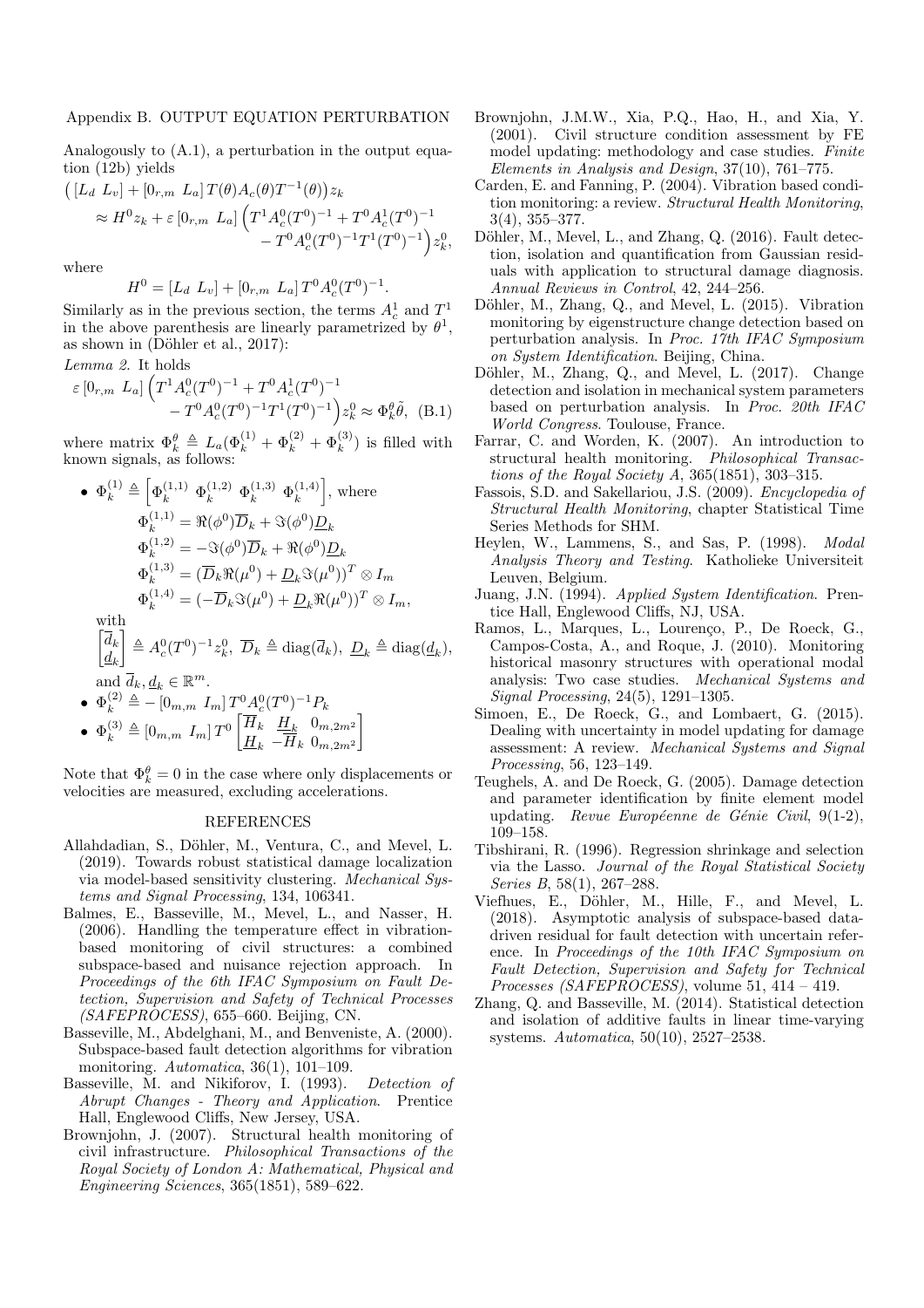## Appendix B. OUTPUT EQUATION PERTURBATION

Analogously to (A.1), a perturbation in the output equation (12b) yields

$$
\begin{aligned}
\big([L_d\ L_v] + [0_{r,m}\ L_a]\, T(\theta) A_c(\theta) T^{-1}(\theta)\big) z_k \\
\approx H^0 z_k + \varepsilon\, [0_{r,m}\ L_a] \Big( T^1 A_c^0 (T^0)^{-1} + T^0 A_c^1 (T^0)^{-1} \\
- T^0 A_c^0 (T^0)^{-1} T^1 (T^0)^{-1} \Big) z_k^0,
\end{aligned}
$$

where

$$
H^0 = [L_d\ L_v] + [0_{r,m}\ L_a]\, T^0 A_c^0 (T^0)^{-1}.
$$

Similarly as in the previous section, the terms $A_c^1$ and $T^1$ in the above parenthesis are linearly parametrized by $\theta^1$, as shown in (Döhler et al., 2017):

*Lemma 2.* It holds

$$
\begin{aligned}
\varepsilon\, [0_{r,m}\ L_a] \Big( T^1 A_c^0 (T^0)^{-1} + T^0 A_c^1 (T^0)^{-1} \\
- T^0 A_c^0 (T^0)^{-1} T^1 (T^0)^{-1} \Big) z_k^0 \approx \Phi_k^\theta \tilde{\theta}, \quad \text{(B.1)}
\end{aligned}
$$

where matrix $\Phi_k^\theta \triangleq L_a(\Phi_k^{(1)} + \Phi_k^{(2)} + \Phi_k^{(3)})$ is filled with known signals, as follows:

- $\Phi_k^{(1)} \triangleq \Big[\Phi_k^{(1,1)}\ \Phi_k^{(1,2)}\ \Phi_k^{(1,3)}\ \Phi_k^{(1,4)}\Big]$, where

$$
\begin{aligned}
\Phi_k^{(1,1)} &= \Re(\phi^0)\overline{D}_k + \Im(\phi^0)\underline{D}_k \\
\Phi_k^{(1,2)} &= -\Im(\phi^0)\overline{D}_k + \Re(\phi^0)\underline{D}_k \\
\Phi_k^{(1,3)} &= (\overline{D}_k \Re(\mu^0) + \underline{D}_k \Im(\mu^0))^T \otimes I_m \\
\Phi_k^{(1,4)} &= (-\overline{D}_k \Im(\mu^0) + \underline{D}_k \Re(\mu^0))^T \otimes I_m,
\end{aligned}
$$

  with
  $\begin{bmatrix} \overline{d}_k \\ \underline{d}_k \end{bmatrix} \triangleq A_c^0 (T^0)^{-1} z_k^0,\ \overline{D}_k \triangleq \operatorname{diag}(\overline{d}_k),\ \underline{D}_k \triangleq \operatorname{diag}(\underline{d}_k),$
  and $\overline{d}_k, \underline{d}_k \in \mathbb{R}^m$.
- $\Phi_k^{(2)} \triangleq -\,[0_{m,m}\ I_m]\, T^0 A_c^0 (T^0)^{-1} P_k$
- $\Phi_k^{(3)} \triangleq [0_{m,m}\ I_m]\, T^0 \begin{bmatrix} \overline{H}_k & \underline{H}_k & 0_{m,2m^2} \\ \underline{H}_k & -\overline{H}_k & 0_{m,2m^2} \end{bmatrix}$

Note that $\Phi_k^\theta = 0$ in the case where only displacements or velocities are measured, excluding accelerations.

## REFERENCES

Allahdadian, S., Döhler, M., Ventura, C., and Mevel, L. (2019). Towards robust statistical damage localization via model-based sensitivity clustering. *Mechanical Systems and Signal Processing*, 134, 106341.

Balmes, E., Basseville, M., Mevel, L., and Nasser, H. (2006). Handling the temperature effect in vibration-based monitoring of civil structures: a combined subspace-based and nuisance rejection approach. In *Proceedings of the 6th IFAC Symposium on Fault Detection, Supervision and Safety of Technical Processes (SAFEPROCESS)*, 655–660. Beijing, CN.

Basseville, M., Abdelghani, M., and Benveniste, A. (2000). Subspace-based fault detection algorithms for vibration monitoring. *Automatica*, 36(1), 101–109.

Basseville, M. and Nikiforov, I. (1993). *Detection of Abrupt Changes - Theory and Application*. Prentice Hall, Englewood Cliffs, New Jersey, USA.

Brownjohn, J. (2007). Structural health monitoring of civil infrastructure. *Philosophical Transactions of the Royal Society of London A: Mathematical, Physical and Engineering Sciences*, 365(1851), 589–622.

Brownjohn, J.M.W., Xia, P.Q., Hao, H., and Xia, Y. (2001). Civil structure condition assessment by FE model updating: methodology and case studies. *Finite Elements in Analysis and Design*, 37(10), 761–775.

Carden, E. and Fanning, P. (2004). Vibration based condition monitoring: a review. *Structural Health Monitoring*, 3(4), 355–377.

Döhler, M., Mevel, L., and Zhang, Q. (2016). Fault detection, isolation and quantification from Gaussian residuals with application to structural damage diagnosis. *Annual Reviews in Control*, 42, 244–256.

Döhler, M., Zhang, Q., and Mevel, L. (2015). Vibration monitoring by eigenstructure change detection based on perturbation analysis. In *Proc. 17th IFAC Symposium on System Identification*. Beijing, China.

Döhler, M., Zhang, Q., and Mevel, L. (2017). Change detection and isolation in mechanical system parameters based on perturbation analysis. In *Proc. 20th IFAC World Congress*. Toulouse, France.

Farrar, C. and Worden, K. (2007). An introduction to structural health monitoring. *Philosophical Transactions of the Royal Society A*, 365(1851), 303–315.

Fassois, S.D. and Sakellariou, J.S. (2009). *Encyclopedia of Structural Health Monitoring*, chapter Statistical Time Series Methods for SHM.

Heylen, W., Lammens, S., and Sas, P. (1998). *Modal Analysis Theory and Testing*. Katholieke Universiteit Leuven, Belgium.

Juang, J.N. (1994). *Applied System Identification*. Prentice Hall, Englewood Cliffs, NJ, USA.

Ramos, L., Marques, L., Lourenço, P., De Roeck, G., Campos-Costa, A., and Roque, J. (2010). Monitoring historical masonry structures with operational modal analysis: Two case studies. *Mechanical Systems and Signal Processing*, 24(5), 1291–1305.

Simoen, E., De Roeck, G., and Lombaert, G. (2015). Dealing with uncertainty in model updating for damage assessment: A review. *Mechanical Systems and Signal Processing*, 56, 123–149.

Teughels, A. and De Roeck, G. (2005). Damage detection and parameter identification by finite element model updating. *Revue Européenne de Génie Civil*, 9(1-2), 109–158.

Tibshirani, R. (1996). Regression shrinkage and selection via the Lasso. *Journal of the Royal Statistical Society Series B*, 58(1), 267–288.

Viefhues, E., Döhler, M., Hille, F., and Mevel, L. (2018). Asymptotic analysis of subspace-based data-driven residual for fault detection with uncertain reference. In *Proceedings of the 10th IFAC Symposium on Fault Detection, Supervision and Safety for Technical Processes (SAFEPROCESS)*, volume 51, 414 – 419.

Zhang, Q. and Basseville, M. (2014). Statistical detection and isolation of additive faults in linear time-varying systems. *Automatica*, 50(10), 2527–2538.